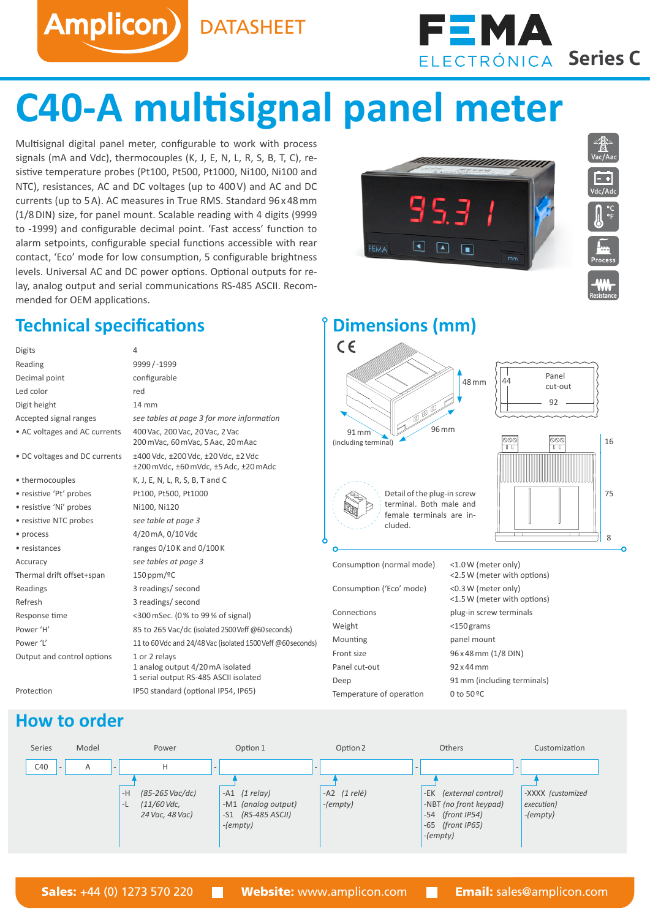Amplicon DATASHEET

FEMA ELECTRÓNICA **Series C**

# C40-A multisignal panel meter

Multisignal digital panel meter, configurable to work with process signals (mA and Vdc), thermocouples (K, J, E, N, L, R, S, B, T, C), resistive temperature probes (Pt100, Pt500, Pt1000, Ni100, Ni100 and NTC), resistances, AC and DC voltages (up to 400 V) and AC and DC currents (up to 5 A). AC measures in True RMS. Standard 96 x 48 mm (1/8 DIN) size, for panel mount. Scalable reading with 4 digits (9999 to -1999) and configurable decimal point. 'Fast access' function to alarm setpoints, configurable special functions accessible with rear contact, 'Eco' mode for low consumption, 5 configurable brightness levels. Universal AC and DC power options. Optional outputs for relay, analog output and serial communications RS-485 ASCII. Recommended for OEM applications.

Vac/Aac · Vdc/Adc · °C °F · Process · Resistance

## Technical specifications

| | |
|---|---|
| Digits | 4 |
| Reading | 9999 / -1999 |
| Decimal point | configurable |
| Led color | red |
| Digit height | 14 mm |
| Accepted signal ranges | *see tables at page 3 for more information* |
| • AC voltages and AC currents | 400 Vac, 200 Vac, 20 Vac, 2 Vac<br>200 mVac, 60 mVac, 5 Aac, 20 mAac |
| • DC voltages and DC currents | ±400 Vdc, ±200 Vdc, ±20 Vdc, ±2 Vdc<br>±200 mVdc, ±60 mVdc, ±5 Adc, ±20 mAdc |
| • thermocouples | K, J, E, N, L, R, S, B, T and C |
| • resistive 'Pt' probes | Pt100, Pt500, Pt1000 |
| • resistive 'Ni' probes | Ni100, Ni120 |
| • resistive NTC probes | *see table at page 3* |
| • process | 4/20 mA, 0/10 Vdc |
| • resistances | ranges 0/10 K and 0/100 K |
| Accuracy | *see tables at page 3* |
| Thermal drift offset+span | 150 ppm/ºC |
| Readings | 3 readings/ second |
| Refresh | 3 readings/ second |
| Response time | <300 mSec. (0% to 99% of signal) |
| Power 'H' | 85 to 265 Vac/dc (isolated 2500 Veff @60 seconds) |
| Power 'L' | 11 to 60 Vdc and 24/48 Vac (isolated 1500 Veff @60 seconds) |
| Output and control options | 1 or 2 relays<br>1 analog output 4/20 mA isolated<br>1 serial output RS-485 ASCII isolated |
| Protection | IP50 standard (optional IP54, IP65) |

## Dimensions (mm)

48 mm · 96 mm · 91 mm (including terminal) · Panel cut-out 44 × 92 · 16 · 75 · 8

Detail of the plug-in screw terminal. Both male and female terminals are included.

| | |
|---|---|
| Consumption (normal mode) | <1.0 W (meter only)<br><2.5 W (meter with options) |
| Consumption ('Eco' mode) | <0.3 W (meter only)<br><1.5 W (meter with options) |
| Connections | plug-in screw terminals |
| Weight | <150 grams |
| Mounting | panel mount |
| Front size | 96 x 48 mm (1/8 DIN) |
| Panel cut-out | 92 x 44 mm |
| Deep | 91 mm (including terminals) |
| Temperature of operation | 0 to 50 ºC |

## How to order

| Series | Model | Power | Option 1 | Option 2 | Others | Customization |
|---|---|---|---|---|---|---|
| C40 | A | H | | | | |
| | | -H *(85-265 Vac/dc)*<br>-L *(11/60 Vdc, 24 Vac, 48 Vac)* | -A1 *(1 relay)*<br>-M1 *(analog output)*<br>-S1 *(RS-485 ASCII)*<br>*-(empty)* | -A2 *(1 relé)*<br>*-(empty)* | -EK *(external control)*<br>-NBT *(no front keypad)*<br>-54 *(front IP54)*<br>-65 *(front IP65)*<br>*-(empty)* | -XXXX *(customized execution)*<br>*-(empty)* |

**Sales:** +44 (0) 1273 570 220 **Website:** www.amplicon.com **Email:** sales@amplicon.com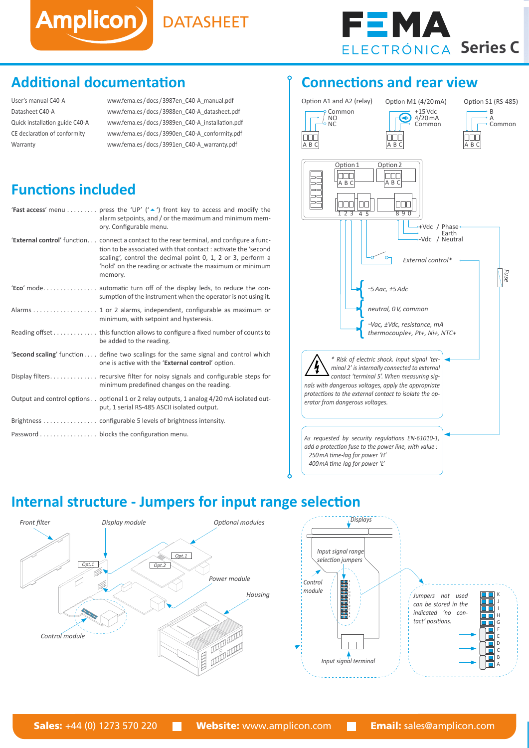## Additional documentation

| | |
|---|---|
| User's manual C40-A | www.fema.es/docs/3987en_C40-A_manual.pdf |
| Datasheet C40-A | www.fema.es/docs/3988en_C40-A_datasheet.pdf |
| Quick installation guide C40-A | www.fema.es/docs/3989en_C40-A_installation.pdf |
| CE declaration of conformity | www.fema.es/docs/3990en_C40-A_conformity.pdf |
| Warranty | www.fema.es/docs/3991en_C40-A_warranty.pdf |

## Functions included

'**Fast access**' menu ......... press the 'UP' ('▲') front key to access and modify the alarm setpoints, and / or the maximum and minimum memory. Configurable menu.

'**External control**' function... connect a contact to the rear terminal, and configure a function to be associated with that contact : activate the 'second scaling', control the decimal point 0, 1, 2 or 3, perform a 'hold' on the reading or activate the maximum or minimum memory.

'**Eco**' mode................ automatic turn off of the display leds, to reduce the consumption of the instrument when the operator is not using it.

Alarms .................. 1 or 2 alarms, independent, configurable as maximum or minimum, with setpoint and hysteresis.

Reading offset............. this function allows to configure a fixed number of counts to be added to the reading.

'**Second scaling**' function.... define two scalings for the same signal and control which one is active with the '**External control**' option.

Display filters.............. recursive filter for noisy signals and configurable steps for minimum predefined changes on the reading.

Output and control options.. optional 1 or 2 relay outputs, 1 analog 4/20 mA isolated output, 1 serial RS-485 ASCII isolated output.

Brightness ................ configurable 5 levels of brightness intensity.

Password ................. blocks the configuration menu.

## Connections and rear view

Option A1 and A2 (relay): A Common, B NO, C NC

Option M1 (4/20 mA): A +15 Vdc, B 4/20 mA, C Common

Option S1 (RS-485): A B, B A, C Common

Option 1 (A B C) — Option 2 (A B C)

Terminals 1 2 3 4 5 — 8 9 0

+Vdc / Phase — Earth — -Vdc / Neutral

*External control**

*Fuse*

*~5 Aac, ±5 Adc*

*neutral, 0 V, common*

*~Vac, ±Vdc, resistance, mA thermocouple+, Pt+, Ni+, NTC+*

*\* Risk of electric shock. Input signal 'terminal 2' is internally connected to external contact 'terminal 5'. When measuring signals with dangerous voltages, apply the appropriate protections to the external contact to isolate the operator from dangerous voltages.*

*As requested by security regulations EN-61010-1, add a protection fuse to the power line, with value :*
*250 mA time-lag for power 'H'*
*400 mA time-lag for power 'L'*

## Internal structure - Jumpers for input range selection

*Front filter* — *Display module* — *Optional modules* — Opt.1 — Opt.2 — *Power module* — *Housing* — *Control module*

*Displays* — *Input signal range selection jumpers* — *Control module* — *Input signal terminal*

*Jumpers not used can be stored in the indicated 'no contact' positions.*

K J I H G F E D C B A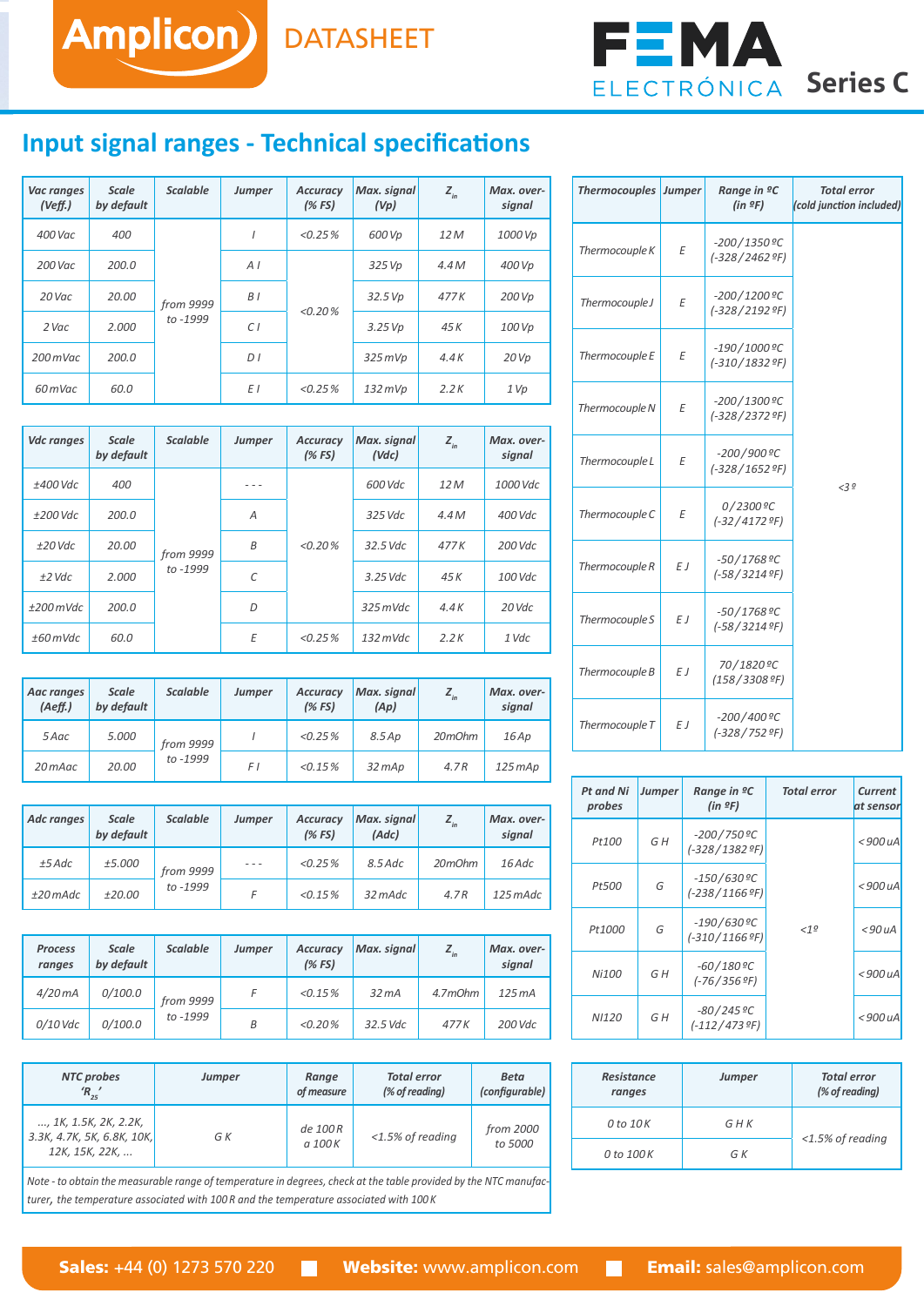## Input signal ranges - Technical specifications

| Vac ranges (Veff.) | Scale by default | Scalable | Jumper | Accuracy (% FS) | Max. signal (Vp) | $Z_{in}$ | Max. over-signal |
|---|---|---|---|---|---|---|---|
| 400 Vac | 400 | from 9999 to -1999 | I | <0.25 % | 600 Vp | 12 M | 1000 Vp |
| 200 Vac | 200.0 | | A I | <0.20 % | 325 Vp | 4.4 M | 400 Vp |
| 20 Vac | 20.00 | | B I | | 32.5 Vp | 477 K | 200 Vp |
| 2 Vac | 2.000 | | C I | | 3.25 Vp | 45 K | 100 Vp |
| 200 mVac | 200.0 | | D I | | 325 mVp | 4.4 K | 20 Vp |
| 60 mVac | 60.0 | | E I | <0.25 % | 132 mVp | 2.2 K | 1 Vp |

| Vdc ranges | Scale by default | Scalable | Jumper | Accuracy (% FS) | Max. signal (Vdc) | $Z_{in}$ | Max. over-signal |
|---|---|---|---|---|---|---|---|
| ±400 Vdc | 400 | from 9999 to -1999 | - - - | <0.20 % | 600 Vdc | 12 M | 1000 Vdc |
| ±200 Vdc | 200.0 | | A | | 325 Vdc | 4.4 M | 400 Vdc |
| ±20 Vdc | 20.00 | | B | | 32.5 Vdc | 477 K | 200 Vdc |
| ±2 Vdc | 2.000 | | C | | 3.25 Vdc | 45 K | 100 Vdc |
| ±200 mVdc | 200.0 | | D | | 325 mVdc | 4.4 K | 20 Vdc |
| ±60 mVdc | 60.0 | | E | <0.25 % | 132 mVdc | 2.2 K | 1 Vdc |

| Aac ranges (Aeff.) | Scale by default | Scalable | Jumper | Accuracy (% FS) | Max. signal (Ap) | $Z_{in}$ | Max. over-signal |
|---|---|---|---|---|---|---|---|
| 5 Aac | 5.000 | from 9999 to -1999 | I | <0.25 % | 8.5 Ap | 20mOhm | 16 Ap |
| 20 mAac | 20.00 | | F I | <0.15 % | 32 mAp | 4.7 R | 125 mAp |

| Adc ranges | Scale by default | Scalable | Jumper | Accuracy (% FS) | Max. signal (Adc) | $Z_{in}$ | Max. over-signal |
|---|---|---|---|---|---|---|---|
| ±5 Adc | ±5.000 | from 9999 to -1999 | - - - | <0.25 % | 8.5 Adc | 20mOhm | 16 Adc |
| ±20 mAdc | ±20.00 | | F | <0.15 % | 32 mAdc | 4.7 R | 125 mAdc |

| Process ranges | Scale by default | Scalable | Jumper | Accuracy (% FS) | Max. signal | $Z_{in}$ | Max. over-signal |
|---|---|---|---|---|---|---|---|
| 4/20 mA | 0/100.0 | from 9999 to -1999 | F | <0.15 % | 32 mA | 4.7mOhm | 125 mA |
| 0/10 Vdc | 0/100.0 | | B | <0.20 % | 32.5 Vdc | 477 K | 200 Vdc |

| NTC probes '$R_{25}$' | Jumper | Range of measure | Total error (% of reading) | Beta (configurable) |
|---|---|---|---|---|
| ..., 1K, 1.5K, 2K, 2.2K, 3.3K, 4.7K, 5K, 6.8K, 10K, 12K, 15K, 22K, ... | G K | de 100 R a 100 K | <1.5% of reading | from 2000 to 5000 |

Note - to obtain the measurable range of temperature in degrees, check at the table provided by the NTC manufacturer, the temperature associated with 100 R and the temperature associated with 100 K

| Thermocouples | Jumper | Range in ºC (in ºF) | Total error (cold junction included) |
|---|---|---|---|
| Thermocouple K | E | -200/1350 ºC (-328/2462 ºF) | <3 º |
| Thermocouple J | E | -200/1200 ºC (-328/2192 ºF) | |
| Thermocouple E | E | -190/1000 ºC (-310/1832 ºF) | |
| Thermocouple N | E | -200/1300 ºC (-328/2372 ºF) | |
| Thermocouple L | E | -200/900 ºC (-328/1652 ºF) | |
| Thermocouple C | E | 0/2300 ºC (-32/4172 ºF) | |
| Thermocouple R | E J | -50/1768 ºC (-58/3214 ºF) | |
| Thermocouple S | E J | -50/1768 ºC (-58/3214 ºF) | |
| Thermocouple B | E J | 70/1820 ºC (158/3308 ºF) | |
| Thermocouple T | E J | -200/400 ºC (-328/752 ºF) | |

| Pt and Ni probes | Jumper | Range in ºC (in ºF) | Total error | Current at sensor |
|---|---|---|---|---|
| Pt100 | G H | -200/750 ºC (-328/1382 ºF) | <1º | < 900 uA |
| Pt500 | G | -150/630 ºC (-238/1166 ºF) | | < 900 uA |
| Pt1000 | G | -190/630 ºC (-310/1166 ºF) | | < 90 uA |
| Ni100 | G H | -60/180 ºC (-76/356 ºF) | | < 900 uA |
| NI120 | G H | -80/245 ºC (-112/473 ºF) | | < 900 uA |

| Resistance ranges | Jumper | Total error (% of reading) |
|---|---|---|
| 0 to 10 K | G H K | <1.5% of reading |
| 0 to 100 K | G K | |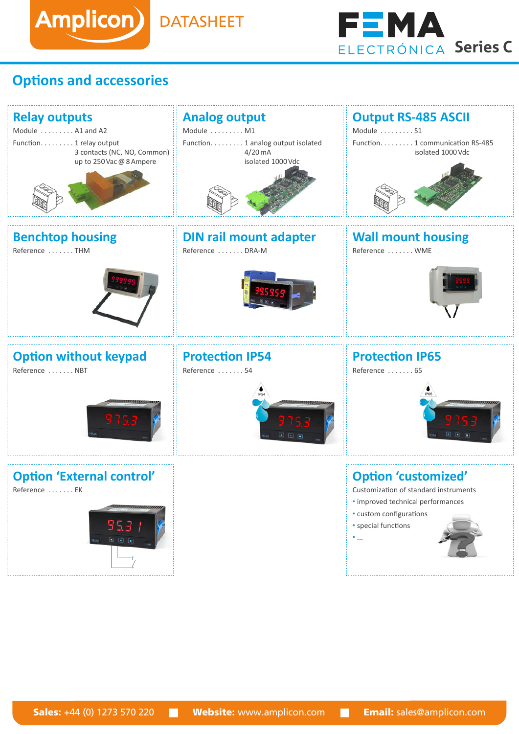## Options and accessories

### Relay outputs

Module . . . . . . . . . A1 and A2

Function. . . . . . . . . 1 relay output
3 contacts (NC, NO, Common)
up to 250 Vac @ 8 Ampere

### Analog output

Module . . . . . . . . . M1

Function. . . . . . . . . 1 analog output isolated
4/20 mA
isolated 1000 Vdc

### Output RS-485 ASCII

Module . . . . . . . . . S1

Function. . . . . . . . . 1 communication RS-485
isolated 1000 Vdc

### Benchtop housing

Reference . . . . . . . THM

### DIN rail mount adapter

Reference . . . . . . . DRA-M

### Wall mount housing

Reference . . . . . . . WME

### Option without keypad

Reference . . . . . . . NBT

### Protection IP54

Reference . . . . . . . 54

### Protection IP65

Reference . . . . . . . 65

### Option ‘External control’

Reference . . . . . . . EK

### Option ‘customized’

Customization of standard instruments

- improved technical performances
- custom configurations
- special functions
- ...

**Sales:** +44 (0) 1273 570 220 **Website:** www.amplicon.com **Email:** sales@amplicon.com